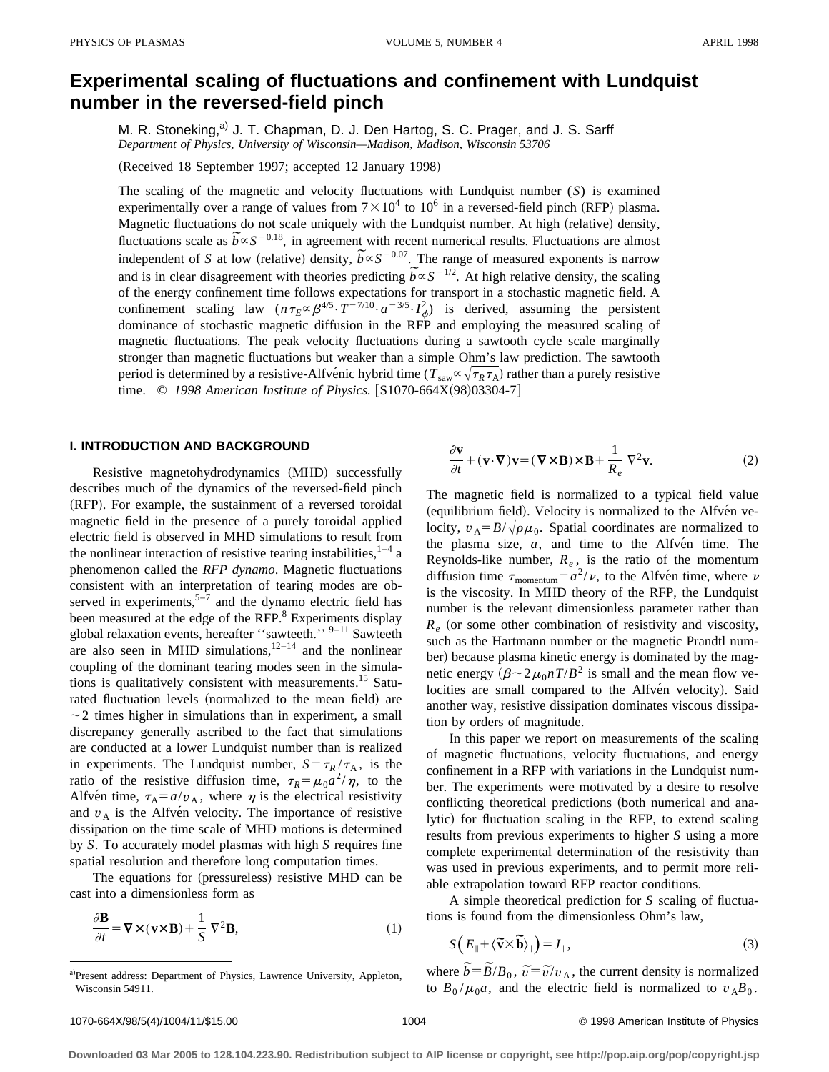# Experimental scaling of fluctuations and confinement with Lundquist number in the reversed-field pinch

M. R. Stoneking,[a] J. T. Chapman, D. J. Den Hartog, S. C. Prager, and J. S. Sarff
*Department of Physics, University of Wisconsin—Madison, Madison, Wisconsin 53706*

(Received 18 September 1997; accepted 12 January 1998)

The scaling of the magnetic and velocity fluctuations with Lundquist number ($S$) is examined experimentally over a range of values from $7\times 10^4$ to $10^6$ in a reversed-field pinch (RFP) plasma. Magnetic fluctuations do not scale uniquely with the Lundquist number. At high (relative) density, fluctuations scale as $\tilde{b} \propto S^{-0.18}$, in agreement with recent numerical results. Fluctuations are almost independent of $S$ at low (relative) density, $\tilde{b} \propto S^{-0.07}$. The range of measured exponents is narrow and is in clear disagreement with theories predicting $\tilde{b} \propto S^{-1/2}$. At high relative density, the scaling of the energy confinement time follows expectations for transport in a stochastic magnetic field. A confinement scaling law ($n\tau_E \propto \beta^{4/5}\cdot T^{-7/10}\cdot a^{-3/5}\cdot I_\phi^2$) is derived, assuming the persistent dominance of stochastic magnetic diffusion in the RFP and employing the measured scaling of magnetic fluctuations. The peak velocity fluctuations during a sawtooth cycle scale marginally stronger than magnetic fluctuations but weaker than a simple Ohm's law prediction. The sawtooth period is determined by a resistive-Alfvénic hybrid time ($T_{\mathrm{saw}} \propto \sqrt{\tau_R \tau_A}$) rather than a purely resistive time. © *1998 American Institute of Physics.* [S1070-664X(98)03304-7]

## I. INTRODUCTION AND BACKGROUND

Resistive magnetohydrodynamics (MHD) successfully describes much of the dynamics of the reversed-field pinch (RFP). For example, the sustainment of a reversed toroidal magnetic field in the presence of a purely toroidal applied electric field is observed in MHD simulations to result from the nonlinear interaction of resistive tearing instabilities,[1–4] a phenomenon called the *RFP dynamo*. Magnetic fluctuations consistent with an interpretation of tearing modes are observed in experiments,[5–7] and the dynamo electric field has been measured at the edge of the RFP.[8] Experiments display global relaxation events, hereafter "sawteeth."[9–11] Sawteeth are also seen in MHD simulations,[12–14] and the nonlinear coupling of the dominant tearing modes seen in the simulations is qualitatively consistent with measurements.[15] Saturated fluctuation levels (normalized to the mean field) are $\sim$2 times higher in simulations than in experiment, a small discrepancy generally ascribed to the fact that simulations are conducted at a lower Lundquist number than is realized in experiments. The Lundquist number, $S=\tau_R/\tau_A$, is the ratio of the resistive diffusion time, $\tau_R=\mu_0 a^2/\eta$, to the Alfvén time, $\tau_A=a/v_A$, where $\eta$ is the electrical resistivity and $v_A$ is the Alfvén velocity. The importance of resistive dissipation on the time scale of MHD motions is determined by $S$. To accurately model plasmas with high $S$ requires fine spatial resolution and therefore long computation times.

The equations for (pressureless) resistive MHD can be cast into a dimensionless form as

$$\frac{\partial \mathbf{B}}{\partial t} = \nabla \times (\mathbf{v}\times\mathbf{B}) + \frac{1}{S}\nabla^2\mathbf{B}, \tag{1}$$

$$\frac{\partial \mathbf{v}}{\partial t} + (\mathbf{v}\cdot\nabla)\mathbf{v} = (\nabla\times\mathbf{B})\times\mathbf{B} + \frac{1}{R_e}\nabla^2\mathbf{v}. \tag{2}$$

The magnetic field is normalized to a typical field value (equilibrium field). Velocity is normalized to the Alfvén velocity, $v_A=B/\sqrt{\rho\mu_0}$. Spatial coordinates are normalized to the plasma size, $a$, and time to the Alfvén time. The Reynolds-like number, $R_e$, is the ratio of the momentum diffusion time $\tau_{\mathrm{momentum}}=a^2/\nu$, to the Alfvén time, where $\nu$ is the viscosity. In MHD theory of the RFP, the Lundquist number is the relevant dimensionless parameter rather than $R_e$ (or some other combination of resistivity and viscosity, such as the Hartmann number or the magnetic Prandtl number) because plasma kinetic energy is dominated by the magnetic energy ($\beta \sim 2\mu_0 nT/B^2$ is small and the mean flow velocities are small compared to the Alfvén velocity). Said another way, resistive dissipation dominates viscous dissipation by orders of magnitude.

In this paper we report on measurements of the scaling of magnetic fluctuations, velocity fluctuations, and energy confinement in a RFP with variations in the Lundquist number. The experiments were motivated by a desire to resolve conflicting theoretical predictions (both numerical and analytic) for fluctuation scaling in the RFP, to extend scaling results from previous experiments to higher $S$ using a more complete experimental determination of the resistivity than was used in previous experiments, and to permit more reliable extrapolation toward RFP reactor conditions.

A simple theoretical prediction for $S$ scaling of fluctuations is found from the dimensionless Ohm's law,

$$S\left(E_\parallel + \langle \tilde{\mathbf{v}}\times\tilde{\mathbf{b}}\rangle_\parallel\right) = J_\parallel, \tag{3}$$

where $\tilde{b}\equiv\tilde{B}/B_0$, $\tilde{v}\equiv\tilde{v}/v_A$, the current density is normalized to $B_0/\mu_0 a$, and the electric field is normalized to $v_A B_0$.

[a] Present address: Department of Physics, Lawrence University, Appleton, Wisconsin 54911.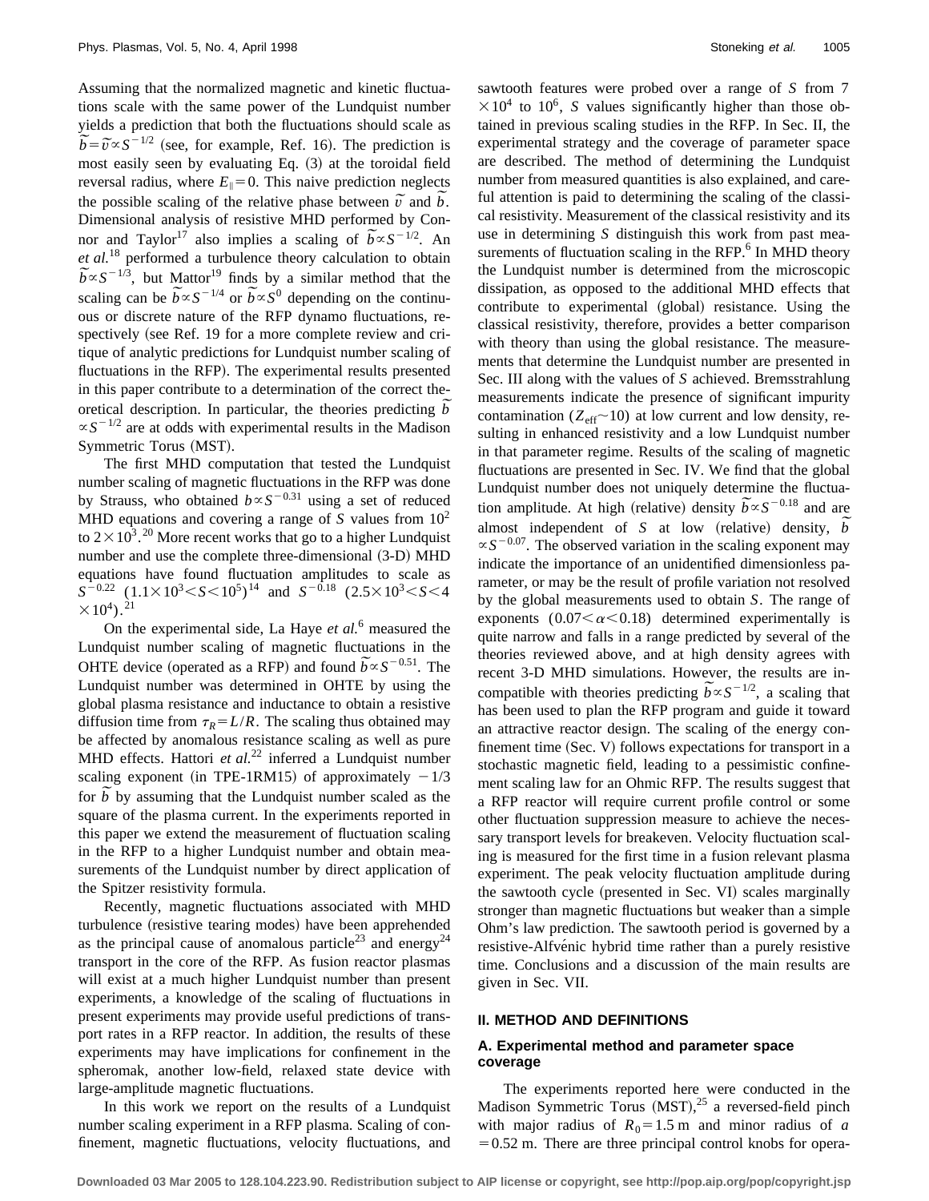Assuming that the normalized magnetic and kinetic fluctuations scale with the same power of the Lundquist number yields a prediction that both the fluctuations should scale as $\tilde{b}=\tilde{v}\propto S^{-1/2}$ (see, for example, Ref. 16). The prediction is most easily seen by evaluating Eq. (3) at the toroidal field reversal radius, where $E_{\parallel}=0$. This naive prediction neglects the possible scaling of the relative phase between $\tilde{v}$ and $\tilde{b}$. Dimensional analysis of resistive MHD performed by Connor and Taylor[17] also implies a scaling of $\tilde{b}\propto S^{-1/2}$. An *et al.*[18] performed a turbulence theory calculation to obtain $\tilde{b}\propto S^{-1/3}$, but Mattor[19] finds by a similar method that the scaling can be $\tilde{b}\propto S^{-1/4}$ or $\tilde{b}\propto S^{0}$ depending on the continuous or discrete nature of the RFP dynamo fluctuations, respectively (see Ref. 19 for a more complete review and critique of analytic predictions for Lundquist number scaling of fluctuations in the RFP). The experimental results presented in this paper contribute to a determination of the correct theoretical description. In particular, the theories predicting $\tilde{b}\propto S^{-1/2}$ are at odds with experimental results in the Madison Symmetric Torus (MST).

The first MHD computation that tested the Lundquist number scaling of magnetic fluctuations in the RFP was done by Strauss, who obtained $b\propto S^{-0.31}$ using a set of reduced MHD equations and covering a range of $S$ values from $10^2$ to $2\times10^3$.[20] More recent works that go to a higher Lundquist number and use the complete three-dimensional (3-D) MHD equations have found fluctuation amplitudes to scale as $S^{-0.22}$ $(1.1\times10^3<S<10^5)$[14] and $S^{-0.18}$ $(2.5\times10^3<S<4\times10^4)$.[21]

On the experimental side, La Haye *et al.*[6] measured the Lundquist number scaling of magnetic fluctuations in the OHTE device (operated as a RFP) and found $\tilde{b}\propto S^{-0.51}$. The Lundquist number was determined in OHTE by using the global plasma resistance and inductance to obtain a resistive diffusion time from $\tau_R=L/R$. The scaling thus obtained may be affected by anomalous resistance scaling as well as pure MHD effects. Hattori *et al.*[22] inferred a Lundquist number scaling exponent (in TPE-1RM15) of approximately $-1/3$ for $\tilde{b}$ by assuming that the Lundquist number scaled as the square of the plasma current. In the experiments reported in this paper we extend the measurement of fluctuation scaling in the RFP to a higher Lundquist number and obtain measurements of the Lundquist number by direct application of the Spitzer resistivity formula.

Recently, magnetic fluctuations associated with MHD turbulence (resistive tearing modes) have been apprehended as the principal cause of anomalous particle[23] and energy[24] transport in the core of the RFP. As fusion reactor plasmas will exist at a much higher Lundquist number than present experiments, a knowledge of the scaling of fluctuations in present experiments may provide useful predictions of transport rates in a RFP reactor. In addition, the results of these experiments may have implications for confinement in the spheromak, another low-field, relaxed state device with large-amplitude magnetic fluctuations.

In this work we report on the results of a Lundquist number scaling experiment in a RFP plasma. Scaling of confinement, magnetic fluctuations, velocity fluctuations, and sawtooth features were probed over a range of $S$ from $7\times10^4$ to $10^6$, $S$ values significantly higher than those obtained in previous scaling studies in the RFP. In Sec. II, the experimental strategy and the coverage of parameter space are described. The method of determining the Lundquist number from measured quantities is also explained, and careful attention is paid to determining the scaling of the classical resistivity. Measurement of the classical resistivity and its use in determining $S$ distinguish this work from past measurements of fluctuation scaling in the RFP.[6] In MHD theory the Lundquist number is determined from the microscopic dissipation, as opposed to the additional MHD effects that contribute to experimental (global) resistance. Using the classical resistivity, therefore, provides a better comparison with theory than using the global resistance. The measurements that determine the Lundquist number are presented in Sec. III along with the values of $S$ achieved. Bremsstrahlung measurements indicate the presence of significant impurity contamination ($Z_{\text{eff}}\sim10$) at low current and low density, resulting in enhanced resistivity and a low Lundquist number in that parameter regime. Results of the scaling of magnetic fluctuations are presented in Sec. IV. We find that the global Lundquist number does not uniquely determine the fluctuation amplitude. At high (relative) density $\tilde{b}\propto S^{-0.18}$ and are almost independent of $S$ at low (relative) density, $\tilde{b}\propto S^{-0.07}$. The observed variation in the scaling exponent may indicate the importance of an unidentified dimensionless parameter, or may be the result of profile variation not resolved by the global measurements used to obtain $S$. The range of exponents $(0.07<\alpha<0.18)$ determined experimentally is quite narrow and falls in a range predicted by several of the theories reviewed above, and at high density agrees with recent 3-D MHD simulations. However, the results are incompatible with theories predicting $\tilde{b}\propto S^{-1/2}$, a scaling that has been used to plan the RFP program and guide it toward an attractive reactor design. The scaling of the energy confinement time (Sec. V) follows expectations for transport in a stochastic magnetic field, leading to a pessimistic confinement scaling law for an Ohmic RFP. The results suggest that a RFP reactor will require current profile control or some other fluctuation suppression measure to achieve the necessary transport levels for breakeven. Velocity fluctuation scaling is measured for the first time in a fusion relevant plasma experiment. The peak velocity fluctuation amplitude during the sawtooth cycle (presented in Sec. VI) scales marginally stronger than magnetic fluctuations but weaker than a simple Ohm's law prediction. The sawtooth period is governed by a resistive-Alfvénic hybrid time rather than a purely resistive time. Conclusions and a discussion of the main results are given in Sec. VII.

## II. METHOD AND DEFINITIONS

### A. Experimental method and parameter space coverage

The experiments reported here were conducted in the Madison Symmetric Torus (MST),[25] a reversed-field pinch with major radius of $R_0=1.5$ m and minor radius of $a=0.52$ m. There are three principal control knobs for opera-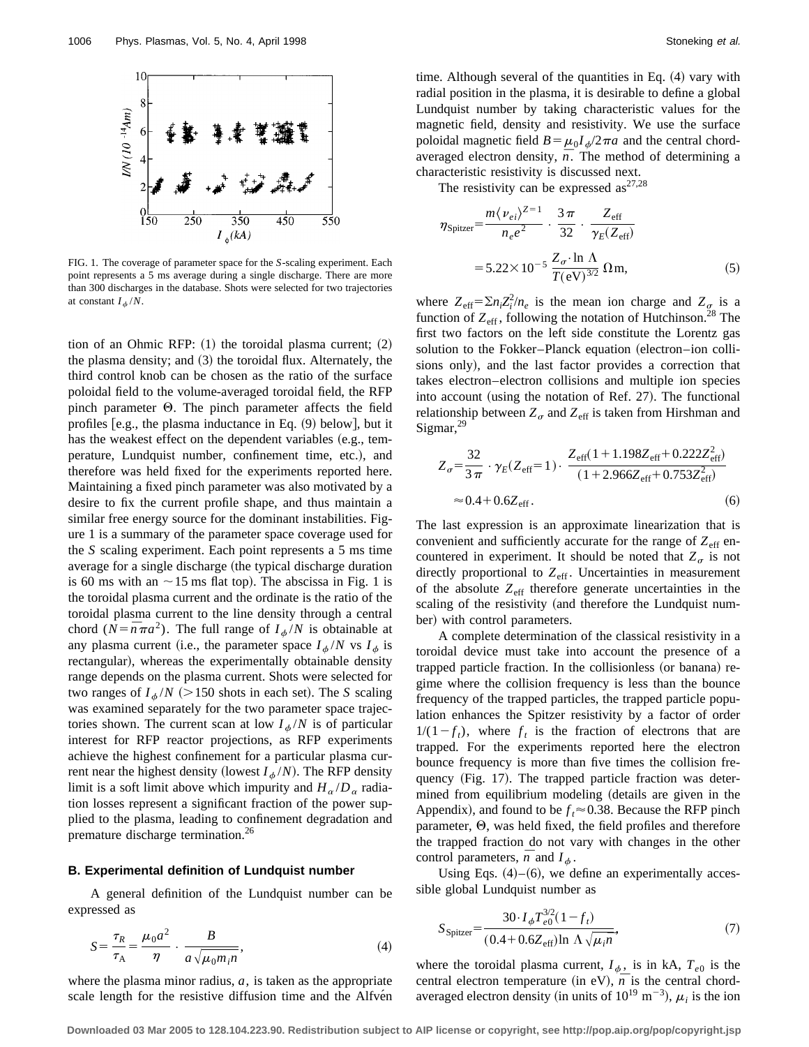FIG. 1. The coverage of parameter space for the *S*-scaling experiment. Each point represents a 5 ms average during a single discharge. There are more than 300 discharges in the database. Shots were selected for two trajectories at constant $I_\phi/N$.

tion of an Ohmic RFP: (1) the toroidal plasma current; (2) the plasma density; and (3) the toroidal flux. Alternately, the third control knob can be chosen as the ratio of the surface poloidal field to the volume-averaged toroidal field, the RFP pinch parameter $\Theta$. The pinch parameter affects the field profiles [e.g., the plasma inductance in Eq. (9) below], but it has the weakest effect on the dependent variables (e.g., temperature, Lundquist number, confinement time, etc.), and therefore was held fixed for the experiments reported here. Maintaining a fixed pinch parameter was also motivated by a desire to fix the current profile shape, and thus maintain a similar free energy source for the dominant instabilities. Figure 1 is a summary of the parameter space coverage used for the *S* scaling experiment. Each point represents a 5 ms time average for a single discharge (the typical discharge duration is 60 ms with an $\sim$15 ms flat top). The abscissa in Fig. 1 is the toroidal plasma current and the ordinate is the ratio of the toroidal plasma current to the line density through a central chord ($N=\bar{n}\pi a^2$). The full range of $I_\phi/N$ is obtainable at any plasma current (i.e., the parameter space $I_\phi/N$ vs $I_\phi$ is rectangular), whereas the experimentally obtainable density range depends on the plasma current. Shots were selected for two ranges of $I_\phi/N$ (>150 shots in each set). The *S* scaling was examined separately for the two parameter space trajectories shown. The current scan at low $I_\phi/N$ is of particular interest for RFP reactor projections, as RFP experiments achieve the highest confinement for a particular plasma current near the highest density (lowest $I_\phi/N$). The RFP density limit is a soft limit above which impurity and $H_\alpha/D_\alpha$ radiation losses represent a significant fraction of the power supplied to the plasma, leading to confinement degradation and premature discharge termination.[26]

### B. Experimental definition of Lundquist number

A general definition of the Lundquist number can be expressed as

$$S=\frac{\tau_R}{\tau_A}=\frac{\mu_0 a^2}{\eta}\cdot\frac{B}{a\sqrt{\mu_0 m_i n}},\tag{4}$$

where the plasma minor radius, $a$, is taken as the appropriate scale length for the resistive diffusion time and the Alfvén time. Although several of the quantities in Eq. (4) vary with radial position in the plasma, it is desirable to define a global Lundquist number by taking characteristic values for the magnetic field, density and resistivity. We use the surface poloidal magnetic field $B=\mu_0 I_\phi/2\pi a$ and the central chord-averaged electron density, $\bar{n}$. The method of determining a characteristic resistivity is discussed next.

The resistivity can be expressed as[27,28]

$$\eta_{\text{Spitzer}}=\frac{m\langle\nu_{ei}\rangle^{Z=1}}{n_e e^2}\cdot\frac{3\pi}{32}\cdot\frac{Z_{\text{eff}}}{\gamma_E(Z_{\text{eff}})}$$

$$=5.22\times10^{-5}\,\frac{Z_\sigma\cdot\ln\Lambda}{T(\text{eV})^{3/2}}\,\Omega\text{m},\tag{5}$$

where $Z_{\text{eff}}=\Sigma n_i Z_i^2/n_e$ is the mean ion charge and $Z_\sigma$ is a function of $Z_{\text{eff}}$, following the notation of Hutchinson.[28] The first two factors on the left side constitute the Lorentz gas solution to the Fokker–Planck equation (electron–ion collisions only), and the last factor provides a correction that takes electron–electron collisions and multiple ion species into account (using the notation of Ref. 27). The functional relationship between $Z_\sigma$ and $Z_{\text{eff}}$ is taken from Hirshman and Sigmar,[29]

$$Z_\sigma=\frac{32}{3\pi}\cdot\gamma_E(Z_{\text{eff}}=1)\cdot\frac{Z_{\text{eff}}(1+1.198Z_{\text{eff}}+0.222Z_{\text{eff}}^2)}{(1+2.966Z_{\text{eff}}+0.753Z_{\text{eff}}^2)}$$

$$\approx0.4+0.6Z_{\text{eff}}.\tag{6}$$

The last expression is an approximate linearization that is convenient and sufficiently accurate for the range of $Z_{\text{eff}}$ encountered in experiment. It should be noted that $Z_\sigma$ is not directly proportional to $Z_{\text{eff}}$. Uncertainties in measurement of the absolute $Z_{\text{eff}}$ therefore generate uncertainties in the scaling of the resistivity (and therefore the Lundquist number) with control parameters.

A complete determination of the classical resistivity in a toroidal device must take into account the presence of a trapped particle fraction. In the collisionless (or banana) regime where the collision frequency is less than the bounce frequency of the trapped particles, the trapped particle population enhances the Spitzer resistivity by a factor of order $1/(1-f_t)$, where $f_t$ is the fraction of electrons that are trapped. For the experiments reported here the electron bounce frequency is more than five times the collision frequency (Fig. 17). The trapped particle fraction was determined from equilibrium modeling (details are given in the Appendix), and found to be $f_t\approx0.38$. Because the RFP pinch parameter, $\Theta$, was held fixed, the field profiles and therefore the trapped fraction do not vary with changes in the other control parameters, $\bar{n}$ and $I_\phi$.

Using Eqs. (4)–(6), we define an experimentally accessible global Lundquist number as

$$S_{\text{Spitzer}}=\frac{30\cdot I_\phi T_{e0}^{3/2}(1-f_t)}{(0.4+0.6Z_{\text{eff}})\ln\Lambda\sqrt{\mu_i\bar{n}}},\tag{7}$$

where the toroidal plasma current, $I_\phi$, is in kA, $T_{e0}$ is the central electron temperature (in eV), $\bar{n}$ is the central chord-averaged electron density (in units of $10^{19}$ m$^{-3}$), $\mu_i$ is the ion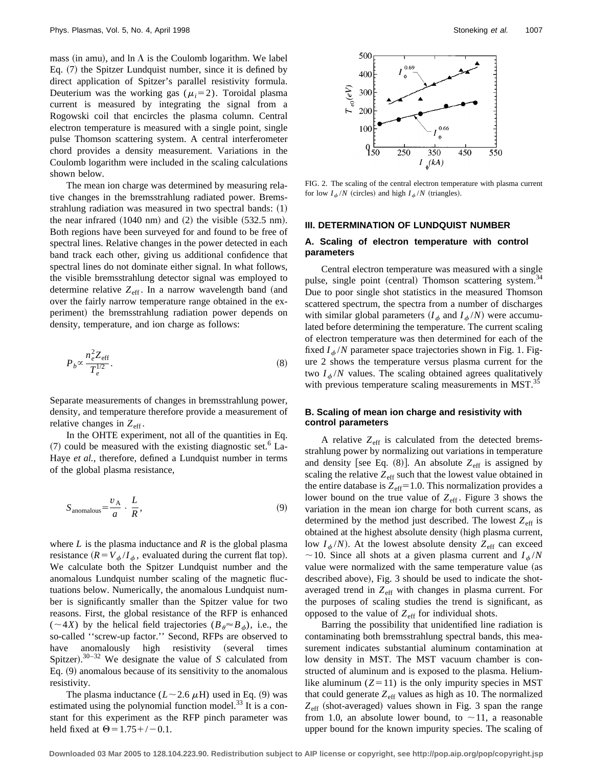mass (in amu), and $\ln \Lambda$ is the Coulomb logarithm. We label Eq. (7) the Spitzer Lundquist number, since it is defined by direct application of Spitzer's parallel resistivity formula. Deuterium was the working gas ($\mu_i = 2$). Toroidal plasma current is measured by integrating the signal from a Rogowski coil that encircles the plasma column. Central electron temperature is measured with a single point, single pulse Thomson scattering system. A central interferometer chord provides a density measurement. Variations in the Coulomb logarithm were included in the scaling calculations shown below.

The mean ion charge was determined by measuring relative changes in the bremsstrahlung radiated power. Bremsstrahlung radiation was measured in two spectral bands: (1) the near infrared (1040 nm) and (2) the visible (532.5 nm). Both regions have been surveyed for and found to be free of spectral lines. Relative changes in the power detected in each band track each other, giving us additional confidence that spectral lines do not dominate either signal. In what follows, the visible bremsstrahlung detector signal was employed to determine relative $Z_{\text{eff}}$. In a narrow wavelength band (and over the fairly narrow temperature range obtained in the experiment) the bremsstrahlung radiation power depends on density, temperature, and ion charge as follows:

$$P_b \propto \frac{n_e^2 Z_{\text{eff}}}{T_e^{1/2}}. \tag{8}$$

Separate measurements of changes in bremsstrahlung power, density, and temperature therefore provide a measurement of relative changes in $Z_{\text{eff}}$.

In the OHTE experiment, not all of the quantities in Eq. (7) could be measured with the existing diagnostic set.[6] La-Haye *et al.*, therefore, defined a Lundquist number in terms of the global plasma resistance,

$$S_{\text{anomalous}} = \frac{v_A}{a} \cdot \frac{L}{R}, \tag{9}$$

where $L$ is the plasma inductance and $R$ is the global plasma resistance ($R = V_\phi / I_\phi$, evaluated during the current flat top). We calculate both the Spitzer Lundquist number and the anomalous Lundquist number scaling of the magnetic fluctuations below. Numerically, the anomalous Lundquist number is significantly smaller than the Spitzer value for two reasons. First, the global resistance of the RFP is enhanced ($\sim 4X$) by the helical field trajectories ($B_\theta \approx B_\phi$), i.e., the so-called ''screw-up factor.'' Second, RFPs are observed to have anomalously high resistivity (several times Spitzer).[30–32] We designate the value of $S$ calculated from Eq. (9) anomalous because of its sensitivity to the anomalous resistivity.

The plasma inductance ($L \sim 2.6\ \mu$H) used in Eq. (9) was estimated using the polynomial function model.[33] It is a constant for this experiment as the RFP pinch parameter was held fixed at $\Theta = 1.75 +/- 0.1$.

FIG. 2. The scaling of the central electron temperature with plasma current for low $I_\phi / N$ (circles) and high $I_\phi / N$ (triangles).

## III. DETERMINATION OF LUNDQUIST NUMBER

### A. Scaling of electron temperature with control parameters

Central electron temperature was measured with a single pulse, single point (central) Thomson scattering system.[34] Due to poor single shot statistics in the measured Thomson scattered spectrum, the spectra from a number of discharges with similar global parameters ($I_\phi$ and $I_\phi / N$) were accumulated before determining the temperature. The current scaling of electron temperature was then determined for each of the fixed $I_\phi / N$ parameter space trajectories shown in Fig. 1. Figure 2 shows the temperature versus plasma current for the two $I_\phi / N$ values. The scaling obtained agrees qualitatively with previous temperature scaling measurements in MST.[35]

### B. Scaling of mean ion charge and resistivity with control parameters

A relative $Z_{\text{eff}}$ is calculated from the detected bremsstrahlung power by normalizing out variations in temperature and density [see Eq. (8)]. An absolute $Z_{\text{eff}}$ is assigned by scaling the relative $Z_{\text{eff}}$ such that the lowest value obtained in the entire database is $Z_{\text{eff}} = 1.0$. This normalization provides a lower bound on the true value of $Z_{\text{eff}}$. Figure 3 shows the variation in the mean ion charge for both current scans, as determined by the method just described. The lowest $Z_{\text{eff}}$ is obtained at the highest absolute density (high plasma current, low $I_\phi / N$). At the lowest absolute density $Z_{\text{eff}}$ can exceed $\sim 10$. Since all shots at a given plasma current and $I_\phi / N$ value were normalized with the same temperature value (as described above), Fig. 3 should be used to indicate the shot-averaged trend in $Z_{\text{eff}}$ with changes in plasma current. For the purposes of scaling studies the trend is significant, as opposed to the value of $Z_{\text{eff}}$ for individual shots.

Barring the possibility that unidentified line radiation is contaminating both bremsstrahlung spectral bands, this measurement indicates substantial aluminum contamination at low density in MST. The MST vacuum chamber is constructed of aluminum and is exposed to the plasma. Helium-like aluminum ($Z = 11$) is the only impurity species in MST that could generate $Z_{\text{eff}}$ values as high as 10. The normalized $Z_{\text{eff}}$ (shot-averaged) values shown in Fig. 3 span the range from 1.0, an absolute lower bound, to $\sim 11$, a reasonable upper bound for the known impurity species. The scaling of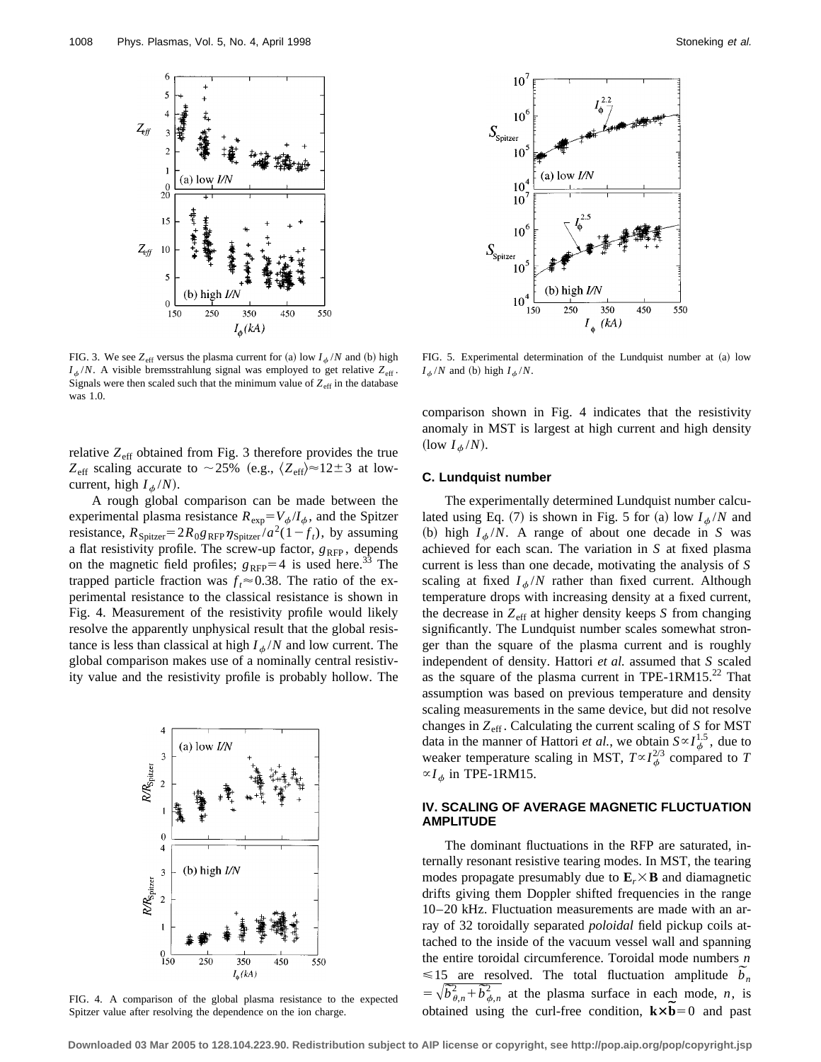FIG. 3. We see $Z_{\rm eff}$ versus the plasma current for (a) low $I_\phi/N$ and (b) high $I_\phi/N$. A visible bremsstrahlung signal was employed to get relative $Z_{\rm eff}$. Signals were then scaled such that the minimum value of $Z_{\rm eff}$ in the database was 1.0.

FIG. 5. Experimental determination of the Lundquist number at (a) low $I_\phi/N$ and (b) high $I_\phi/N$.

relative $Z_{\rm eff}$ obtained from Fig. 3 therefore provides the true $Z_{\rm eff}$ scaling accurate to $\sim 25\%$ (e.g., $\langle Z_{\rm eff}\rangle \approx 12 \pm 3$ at low-current, high $I_\phi/N$).

A rough global comparison can be made between the experimental plasma resistance $R_{\rm exp} = V_\phi/I_\phi$, and the Spitzer resistance, $R_{\rm Spitzer} = 2R_0 g_{\rm RFP}\eta_{\rm Spitzer}/a^2(1-f_t)$, by assuming a flat resistivity profile. The screw-up factor, $g_{\rm RFP}$, depends on the magnetic field profiles; $g_{\rm RFP}=4$ is used here.[33] The trapped particle fraction was $f_t \approx 0.38$. The ratio of the experimental resistance to the classical resistance is shown in Fig. 4. Measurement of the resistivity profile would likely resolve the apparently unphysical result that the global resistance is less than classical at high $I_\phi/N$ and low current. The global comparison makes use of a nominally central resistivity value and the resistivity profile is probably hollow. The comparison shown in Fig. 4 indicates that the resistivity anomaly in MST is largest at high current and high density (low $I_\phi/N$).

FIG. 4. A comparison of the global plasma resistance to the expected Spitzer value after resolving the dependence on the ion charge.

### C. Lundquist number

The experimentally determined Lundquist number calculated using Eq. (7) is shown in Fig. 5 for (a) low $I_\phi/N$ and (b) high $I_\phi/N$. A range of about one decade in $S$ was achieved for each scan. The variation in $S$ at fixed plasma current is less than one decade, motivating the analysis of $S$ scaling at fixed $I_\phi/N$ rather than fixed current. Although temperature drops with increasing density at a fixed current, the decrease in $Z_{\rm eff}$ at higher density keeps $S$ from changing significantly. The Lundquist number scales somewhat stronger than the square of the plasma current and is roughly independent of density. Hattori *et al.* assumed that $S$ scaled as the square of the plasma current in TPE-1RM15.[22] That assumption was based on previous temperature and density scaling measurements in the same device, but did not resolve changes in $Z_{\rm eff}$. Calculating the current scaling of $S$ for MST data in the manner of Hattori *et al.*, we obtain $S \propto I_\phi^{1.5}$, due to weaker temperature scaling in MST, $T \propto I_\phi^{2/3}$ compared to $T \propto I_\phi$ in TPE-1RM15.

## IV. SCALING OF AVERAGE MAGNETIC FLUCTUATION AMPLITUDE

The dominant fluctuations in the RFP are saturated, internally resonant resistive tearing modes. In MST, the tearing modes propagate presumably due to $\mathbf{E}_r \times \mathbf{B}$ and diamagnetic drifts giving them Doppler shifted frequencies in the range 10–20 kHz. Fluctuation measurements are made with an array of 32 toroidally separated *poloidal* field pickup coils attached to the inside of the vacuum vessel wall and spanning the entire toroidal circumference. Toroidal mode numbers $n \leqslant 15$ are resolved. The total fluctuation amplitude $\tilde{b}_n = \sqrt{\tilde{b}_{\theta,n}^2 + \tilde{b}_{\phi,n}^2}$ at the plasma surface in each mode, $n$, is obtained using the curl-free condition, $\mathbf{k}\times\tilde{\mathbf{b}}=0$ and past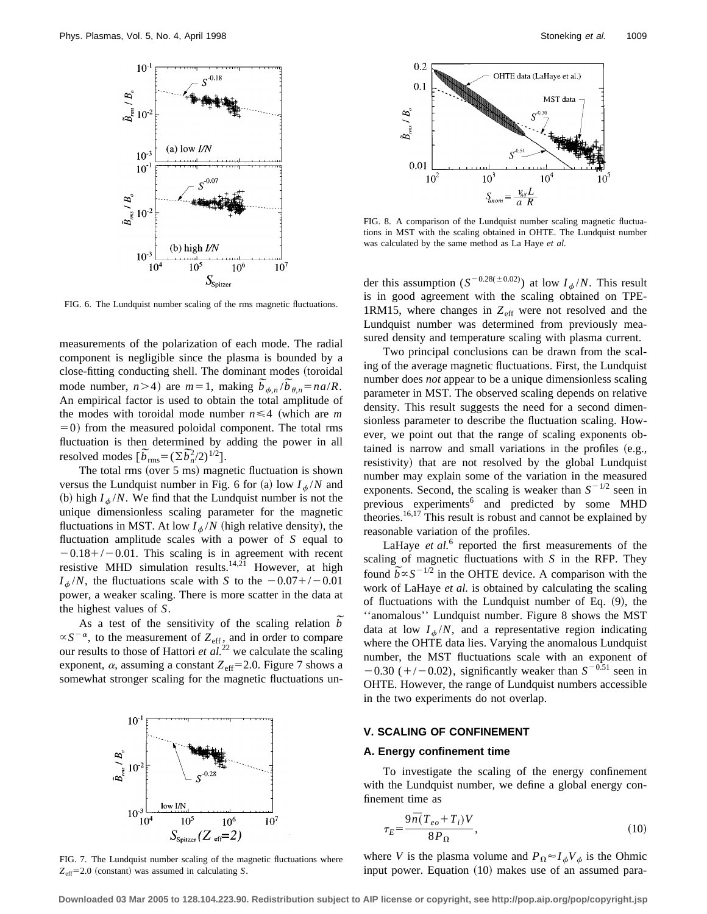FIG. 6. The Lundquist number scaling of the rms magnetic fluctuations.

measurements of the polarization of each mode. The radial component is negligible since the plasma is bounded by a close-fitting conducting shell. The dominant modes (toroidal mode number, $n>4$) are $m=1$, making $\tilde{b}_{\phi,n}/\tilde{b}_{\theta,n}=na/R$. An empirical factor is used to obtain the total amplitude of the modes with toroidal mode number $n\leqslant 4$ (which are $m=0$) from the measured poloidal component. The total rms fluctuation is then determined by adding the power in all resolved modes $[\tilde{b}_{\rm rms}=(\Sigma\tilde{b}_n^2/2)^{1/2}]$.

The total rms (over 5 ms) magnetic fluctuation is shown versus the Lundquist number in Fig. 6 for (a) low $I_\phi/N$ and (b) high $I_\phi/N$. We find that the Lundquist number is not the unique dimensionless scaling parameter for the magnetic fluctuations in MST. At low $I_\phi/N$ (high relative density), the fluctuation amplitude scales with a power of $S$ equal to $-0.18+/-0.01$. This scaling is in agreement with recent resistive MHD simulation results.[14,21] However, at high $I_\phi/N$, the fluctuations scale with $S$ to the $-0.07+/-0.01$ power, a weaker scaling. There is more scatter in the data at the highest values of $S$.

As a test of the sensitivity of the scaling relation $\tilde{b}\propto S^{-\alpha}$, to the measurement of $Z_{\rm eff}$, and in order to compare our results to those of Hattori *et al.*[22] we calculate the scaling exponent, $\alpha$, assuming a constant $Z_{\rm eff}=2.0$. Figure 7 shows a somewhat stronger scaling for the magnetic fluctuations under this assumption ($S^{-0.28(\pm 0.02)}$) at low $I_\phi/N$. This result is in good agreement with the scaling obtained on TPE-1RM15, where changes in $Z_{\rm eff}$ were not resolved and the Lundquist number was determined from previously measured density and temperature scaling with plasma current.

FIG. 7. The Lundquist number scaling of the magnetic fluctuations where $Z_{\rm eff}=2.0$ (constant) was assumed in calculating $S$.

FIG. 8. A comparison of the Lundquist number scaling magnetic fluctuations in MST with the scaling obtained in OHTE. The Lundquist number was calculated by the same method as La Haye *et al.*

Two principal conclusions can be drawn from the scaling of the average magnetic fluctuations. First, the Lundquist number does *not* appear to be a unique dimensionless scaling parameter in MST. The observed scaling depends on relative density. This result suggests the need for a second dimensionless parameter to describe the fluctuation scaling. However, we point out that the range of scaling exponents obtained is narrow and small variations in the profiles (e.g., resistivity) that are not resolved by the global Lundquist number may explain some of the variation in the measured exponents. Second, the scaling is weaker than $S^{-1/2}$ seen in previous experiments[6] and predicted by some MHD theories.[16,17] This result is robust and cannot be explained by reasonable variation of the profiles.

LaHaye *et al.*[6] reported the first measurements of the scaling of magnetic fluctuations with $S$ in the RFP. They found $\tilde{b}\propto S^{-1/2}$ in the OHTE device. A comparison with the work of LaHaye *et al.* is obtained by calculating the scaling of fluctuations with the Lundquist number of Eq. (9), the ''anomalous'' Lundquist number. Figure 8 shows the MST data at low $I_\phi/N$, and a representative region indicating where the OHTE data lies. Varying the anomalous Lundquist number, the MST fluctuations scale with an exponent of $-0.30$ (+/−0.02), significantly weaker than $S^{-0.51}$ seen in OHTE. However, the range of Lundquist numbers accessible in the two experiments do not overlap.

## V. SCALING OF CONFINEMENT

### A. Energy confinement time

To investigate the scaling of the energy confinement with the Lundquist number, we define a global energy confinement time as

$$\tau_E=\frac{9\overline{n}(T_{eo}+T_i)V}{8P_\Omega}, \tag{10}$$

where $V$ is the plasma volume and $P_\Omega\approx I_\phi V_\phi$ is the Ohmic input power. Equation (10) makes use of an assumed para-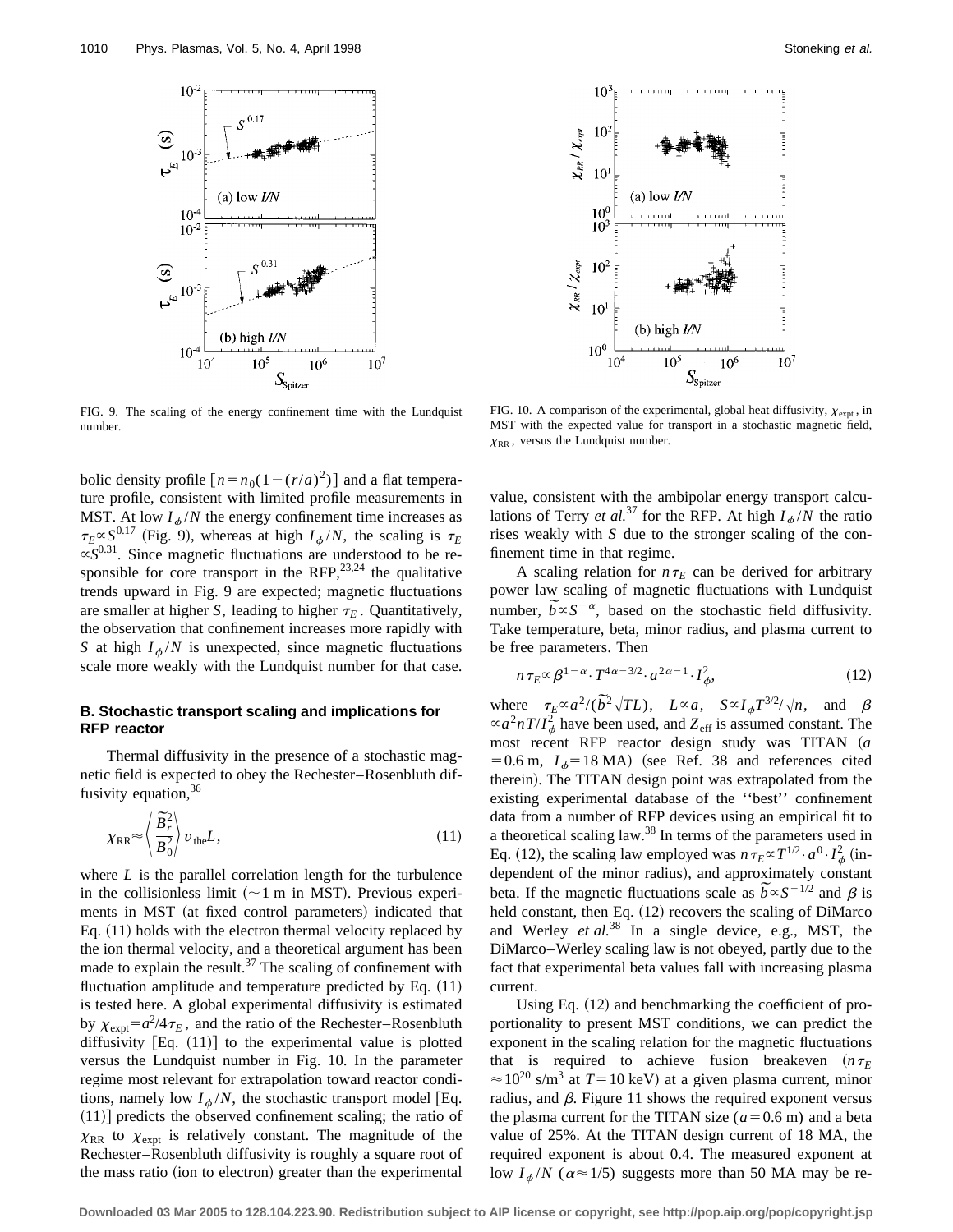FIG. 9. The scaling of the energy confinement time with the Lundquist number.

FIG. 10. A comparison of the experimental, global heat diffusivity, $\chi_{\rm expt}$, in MST with the expected value for transport in a stochastic magnetic field, $\chi_{\rm RR}$, versus the Lundquist number.

bolic density profile $[n=n_0(1-(r/a)^2)]$ and a flat temperature profile, consistent with limited profile measurements in MST. At low $I_\phi/N$ the energy confinement time increases as $\tau_E \propto S^{0.17}$ (Fig. 9), whereas at high $I_\phi/N$, the scaling is $\tau_E \propto S^{0.31}$. Since magnetic fluctuations are understood to be responsible for core transport in the RFP,[23,24] the qualitative trends upward in Fig. 9 are expected; magnetic fluctuations are smaller at higher $S$, leading to higher $\tau_E$. Quantitatively, the observation that confinement increases more rapidly with $S$ at high $I_\phi/N$ is unexpected, since magnetic fluctuations scale more weakly with the Lundquist number for that case.

### B. Stochastic transport scaling and implications for RFP reactor

Thermal diffusivity in the presence of a stochastic magnetic field is expected to obey the Rechester–Rosenbluth diffusivity equation,[36]

$$\chi_{\rm RR} \approx \left\langle \frac{\tilde{B}_r^2}{B_0^2} \right\rangle v_{\rm the} L, \tag{11}$$

where $L$ is the parallel correlation length for the turbulence in the collisionless limit ($\sim$1 m in MST). Previous experiments in MST (at fixed control parameters) indicated that Eq. (11) holds with the electron thermal velocity replaced by the ion thermal velocity, and a theoretical argument has been made to explain the result.[37] The scaling of confinement with fluctuation amplitude and temperature predicted by Eq. (11) is tested here. A global experimental diffusivity is estimated by $\chi_{\rm expt}=a^2/4\tau_E$, and the ratio of the Rechester–Rosenbluth diffusivity [Eq. (11)] to the experimental value is plotted versus the Lundquist number in Fig. 10. In the parameter regime most relevant for extrapolation toward reactor conditions, namely low $I_\phi/N$, the stochastic transport model [Eq. (11)] predicts the observed confinement scaling; the ratio of $\chi_{\rm RR}$ to $\chi_{\rm expt}$ is relatively constant. The magnitude of the Rechester–Rosenbluth diffusivity is roughly a square root of the mass ratio (ion to electron) greater than the experimental value, consistent with the ambipolar energy transport calculations of Terry *et al.*[37] for the RFP. At high $I_\phi/N$ the ratio rises weakly with $S$ due to the stronger scaling of the confinement time in that regime.

A scaling relation for $n\tau_E$ can be derived for arbitrary power law scaling of magnetic fluctuations with Lundquist number, $\tilde{b}\propto S^{-\alpha}$, based on the stochastic field diffusivity. Take temperature, beta, minor radius, and plasma current to be free parameters. Then

$$n\tau_E \propto \beta^{1-\alpha}\cdot T^{4\alpha-3/2}\cdot a^{2\alpha-1}\cdot I_\phi^2, \tag{12}$$

where $\tau_E \propto a^2/(\tilde{b}^2\sqrt{T}L)$, $L\propto a$, $S\propto I_\phi T^{3/2}/\sqrt{n}$, and $\beta \propto a^2 nT/I_\phi^2$ have been used, and $Z_{\rm eff}$ is assumed constant. The most recent RFP reactor design study was TITAN ($a=0.6$ m, $I_\phi=18$ MA) (see Ref. 38 and references cited therein). The TITAN design point was extrapolated from the existing experimental database of the ''best'' confinement data from a number of RFP devices using an empirical fit to a theoretical scaling law.[38] In terms of the parameters used in Eq. (12), the scaling law employed was $n\tau_E \propto T^{1/2}\cdot a^0\cdot I_\phi^2$ (independent of the minor radius), and approximately constant beta. If the magnetic fluctuations scale as $\tilde{b}\propto S^{-1/2}$ and $\beta$ is held constant, then Eq. (12) recovers the scaling of DiMarco and Werley *et al.*[38] In a single device, e.g., MST, the DiMarco–Werley scaling law is not obeyed, partly due to the fact that experimental beta values fall with increasing plasma current.

Using Eq. (12) and benchmarking the coefficient of proportionality to present MST conditions, we can predict the exponent in the scaling relation for the magnetic fluctuations that is required to achieve fusion breakeven ($n\tau_E \approx 10^{20}$ s/m$^3$ at $T=10$ keV) at a given plasma current, minor radius, and $\beta$. Figure 11 shows the required exponent versus the plasma current for the TITAN size ($a=0.6$ m) and a beta value of 25%. At the TITAN design current of 18 MA, the required exponent is about 0.4. The measured exponent at low $I_\phi/N$ ($\alpha\approx 1/5$) suggests more than 50 MA may be re-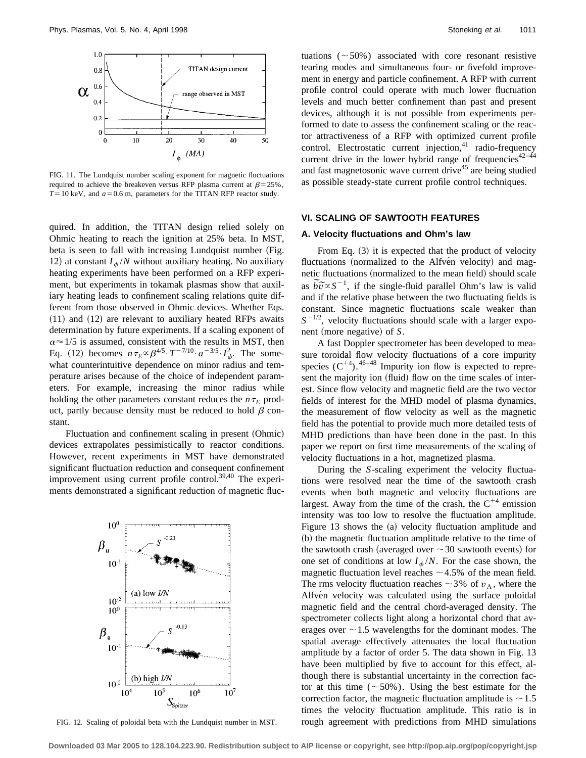FIG. 11. The Lundquist number scaling exponent for magnetic fluctuations required to achieve the breakeven versus RFP plasma current at $\beta = 25\%$, $T = 10$ keV, and $a = 0.6$ m, parameters for the TITAN RFP reactor study.

quired. In addition, the TITAN design relied solely on Ohmic heating to reach the ignition at 25% beta. In MST, beta is seen to fall with increasing Lundquist number (Fig. 12) at constant $I_\phi/N$ without auxiliary heating. No auxiliary heating experiments have been performed on a RFP experiment, but experiments in tokamak plasmas show that auxiliary heating leads to confinement scaling relations quite different from those observed in Ohmic devices. Whether Eqs. (11) and (12) are relevant to auxiliary heated RFPs awaits determination by future experiments. If a scaling exponent of $\alpha \approx 1/5$ is assumed, consistent with the results in MST, then Eq. (12) becomes $n\tau_E \propto \beta^{4/5} \cdot T^{-7/10} \cdot a^{-3/5} \cdot I_\phi^2$. The somewhat counterintuitive dependence on minor radius and temperature arises because of the choice of independent parameters. For example, increasing the minor radius while holding the other parameters constant reduces the $n\tau_E$ product, partly because density must be reduced to hold $\beta$ constant.

Fluctuation and confinement scaling in present (Ohmic) devices extrapolates pessimistically to reactor conditions. However, recent experiments in MST have demonstrated significant fluctuation reduction and consequent confinement improvement using current profile control.[39,40] The experiments demonstrated a significant reduction of magnetic fluctuations (~50%) associated with core resonant resistive tearing modes and simultaneous four- or fivefold improvement in energy and particle confinement. A RFP with current profile control could operate with much lower fluctuation levels and much better confinement than past and present devices, although it is not possible from experiments performed to date to assess the confinement scaling or the reactor attractiveness of a RFP with optimized current profile control. Electrostatic current injection,[41] radio-frequency current drive in the lower hybrid range of frequencies[42–44] and fast magnetosonic wave current drive[45] are being studied as possible steady-state current profile control techniques.

FIG. 12. Scaling of poloidal beta with the Lundquist number in MST.

## VI. SCALING OF SAWTOOTH FEATURES

### A. Velocity fluctuations and Ohm's law

From Eq. (3) it is expected that the product of velocity fluctuations (normalized to the Alfvén velocity) and magnetic fluctuations (normalized to the mean field) should scale as $\tilde{b}\tilde{v} \propto S^{-1}$, if the single-fluid parallel Ohm's law is valid and if the relative phase between the two fluctuating fields is constant. Since magnetic fluctuations scale weaker than $S^{-1/2}$, velocity fluctuations should scale with a larger exponent (more negative) of $S$.

A fast Doppler spectrometer has been developed to measure toroidal flow velocity fluctuations of a core impurity species ($C^{+4}$).[46–48] Impurity ion flow is expected to represent the majority ion (fluid) flow on the time scales of interest. Since flow velocity and magnetic field are the two vector fields of interest for the MHD model of plasma dynamics, the measurement of flow velocity as well as the magnetic field has the potential to provide much more detailed tests of MHD predictions than have been done in the past. In this paper we report on first time measurements of the scaling of velocity fluctuations in a hot, magnetized plasma.

During the $S$-scaling experiment the velocity fluctuations were resolved near the time of the sawtooth crash events when both magnetic and velocity fluctuations are largest. Away from the time of the crash, the $C^{+4}$ emission intensity was too low to resolve the fluctuation amplitude. Figure 13 shows the (a) velocity fluctuation amplitude and (b) the magnetic fluctuation amplitude relative to the time of the sawtooth crash (averaged over ~30 sawtooth events) for one set of conditions at low $I_\phi/N$. For the case shown, the magnetic fluctuation level reaches ~4.5% of the mean field. The rms velocity fluctuation reaches ~3% of $v_A$, where the Alfvén velocity was calculated using the surface poloidal magnetic field and the central chord-averaged density. The spectrometer collects light along a horizontal chord that averages over ~1.5 wavelengths for the dominant modes. The spatial average effectively attenuates the local fluctuation amplitude by a factor of order 5. The data shown in Fig. 13 have been multiplied by five to account for this effect, although there is substantial uncertainty in the correction factor at this time (~50%). Using the best estimate for the correction factor, the magnetic fluctuation amplitude is ~1.5 times the velocity fluctuation amplitude. This ratio is in rough agreement with predictions from MHD simulations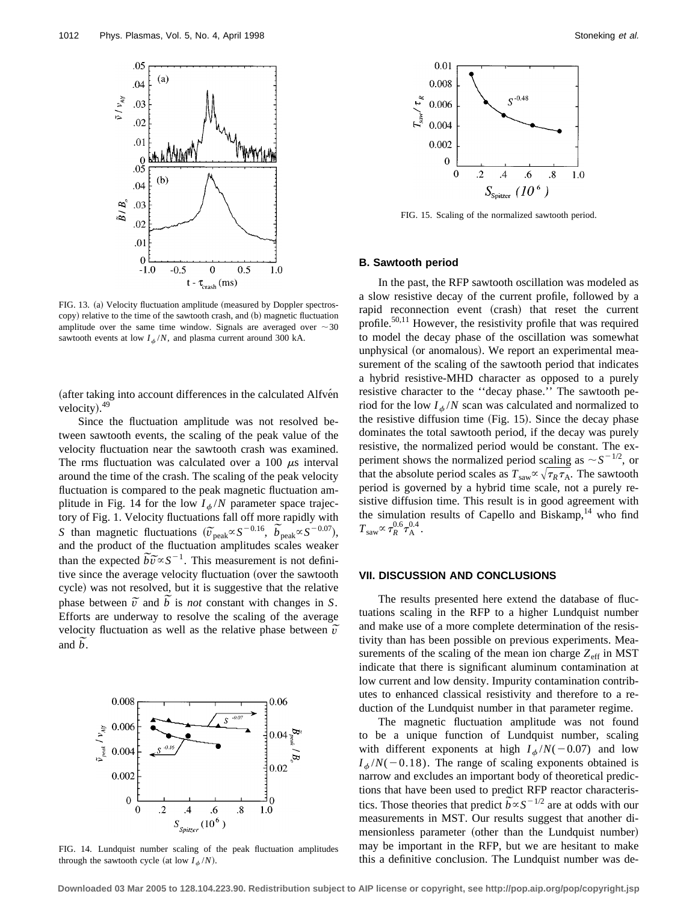FIG. 13. (a) Velocity fluctuation amplitude (measured by Doppler spectroscopy) relative to the time of the sawtooth crash, and (b) magnetic fluctuation amplitude over the same time window. Signals are averaged over $\sim 30$ sawtooth events at low $I_\phi/N$, and plasma current around 300 kA.

(after taking into account differences in the calculated Alfvén velocity).[49]

Since the fluctuation amplitude was not resolved between sawtooth events, the scaling of the peak value of the velocity fluctuation near the sawtooth crash was examined. The rms fluctuation was calculated over a 100 $\mu$s interval around the time of the crash. The scaling of the peak velocity fluctuation is compared to the peak magnetic fluctuation amplitude in Fig. 14 for the low $I_\phi/N$ parameter space trajectory of Fig. 1. Velocity fluctuations fall off more rapidly with $S$ than magnetic fluctuations ($\tilde{v}_{\text{peak}} \propto S^{-0.16}$, $\tilde{b}_{\text{peak}} \propto S^{-0.07}$), and the product of the fluctuation amplitudes scales weaker than the expected $\tilde{b}\tilde{v} \propto S^{-1}$. This measurement is not definitive since the average velocity fluctuation (over the sawtooth cycle) was not resolved, but it is suggestive that the relative phase between $\tilde{v}$ and $\tilde{b}$ is *not* constant with changes in $S$. Efforts are underway to resolve the scaling of the average velocity fluctuation as well as the relative phase between $\tilde{v}$ and $\tilde{b}$.

FIG. 14. Lundquist number scaling of the peak fluctuation amplitudes through the sawtooth cycle (at low $I_\phi/N$).

FIG. 15. Scaling of the normalized sawtooth period.

## B. Sawtooth period

In the past, the RFP sawtooth oscillation was modeled as a slow resistive decay of the current profile, followed by a rapid reconnection event (crash) that reset the current profile.[50,11] However, the resistivity profile that was required to model the decay phase of the oscillation was somewhat unphysical (or anomalous). We report an experimental measurement of the scaling of the sawtooth period that indicates a hybrid resistive-MHD character as opposed to a purely resistive character to the "decay phase." The sawtooth period for the low $I_\phi/N$ scan was calculated and normalized to the resistive diffusion time (Fig. 15). Since the decay phase dominates the total sawtooth period, if the decay was purely resistive, the normalized period would be constant. The experiment shows the normalized period scaling as $\sim S^{-1/2}$, or that the absolute period scales as $T_{\text{saw}} \propto \sqrt{\tau_R \tau_A}$. The sawtooth period is governed by a hybrid time scale, not a purely resistive diffusion time. This result is in good agreement with the simulation results of Capello and Biskamp,[14] who find $T_{\text{saw}} \propto \tau_R^{0.6} \tau_A^{0.4}$.

## VII. DISCUSSION AND CONCLUSIONS

The results presented here extend the database of fluctuations scaling in the RFP to a higher Lundquist number and make use of a more complete determination of the resistivity than has been possible on previous experiments. Measurements of the scaling of the mean ion charge $Z_{\text{eff}}$ in MST indicate that there is significant aluminum contamination at low current and low density. Impurity contamination contributes to enhanced classical resistivity and therefore to a reduction of the Lundquist number in that parameter regime.

The magnetic fluctuation amplitude was not found to be a unique function of Lundquist number, scaling with different exponents at high $I_\phi/N(-0.07)$ and low $I_\phi/N(-0.18)$. The range of scaling exponents obtained is narrow and excludes an important body of theoretical predictions that have been used to predict RFP reactor characteristics. Those theories that predict $\tilde{b} \propto S^{-1/2}$ are at odds with our measurements in MST. Our results suggest that another dimensionless parameter (other than the Lundquist number) may be important in the RFP, but we are hesitant to make this a definitive conclusion. The Lundquist number was de-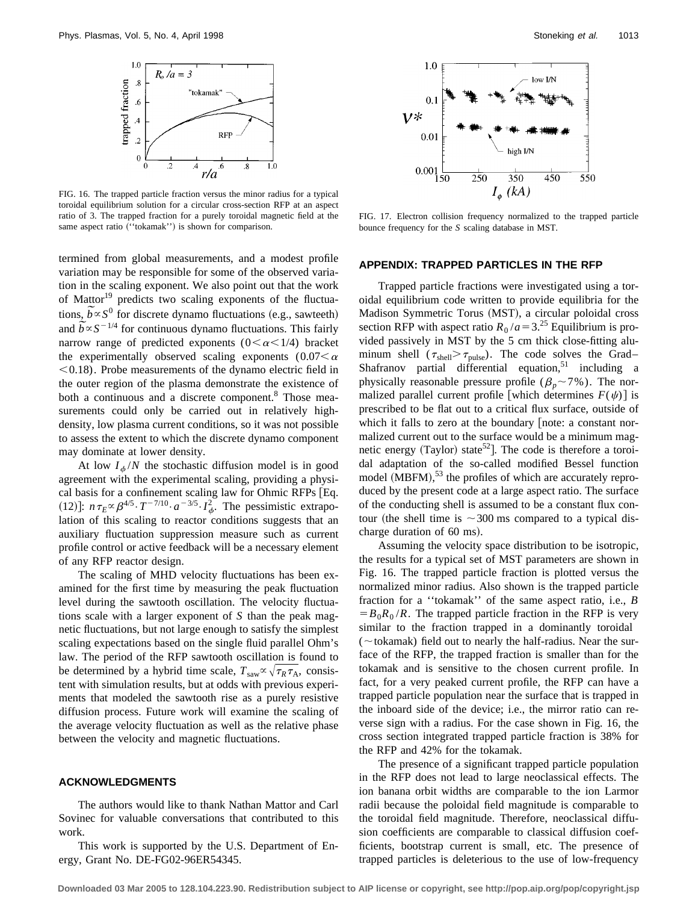FIG. 16. The trapped particle fraction versus the minor radius for a typical toroidal equilibrium solution for a circular cross-section RFP at an aspect ratio of 3. The trapped fraction for a purely toroidal magnetic field at the same aspect ratio (''tokamak'') is shown for comparison.

termined from global measurements, and a modest profile variation may be responsible for some of the observed variation in the scaling exponent. We also point out that the work of Mattor[19] predicts two scaling exponents of the fluctuations, $\tilde{b} \propto S^0$ for discrete dynamo fluctuations (e.g., sawteeth) and $\tilde{b} \propto S^{-1/4}$ for continuous dynamo fluctuations. This fairly narrow range of predicted exponents $(0<\alpha<1/4)$ bracket the experimentally observed scaling exponents $(0.07<\alpha<0.18)$. Probe measurements of the dynamo electric field in the outer region of the plasma demonstrate the existence of both a continuous and a discrete component.[8] Those measurements could only be carried out in relatively high-density, low plasma current conditions, so it was not possible to assess the extent to which the discrete dynamo component may dominate at lower density.

At low $I_\phi/N$ the stochastic diffusion model is in good agreement with the experimental scaling, providing a physical basis for a confinement scaling law for Ohmic RFPs [Eq. (12)]: $n\tau_E \propto \beta^{4/5} \cdot T^{-7/10} \cdot a^{-3/5} \cdot I_\phi^2$. The pessimistic extrapolation of this scaling to reactor conditions suggests that an auxiliary fluctuation suppression measure such as current profile control or active feedback will be a necessary element of any RFP reactor design.

The scaling of MHD velocity fluctuations has been examined for the first time by measuring the peak fluctuation level during the sawtooth oscillation. The velocity fluctuations scale with a larger exponent of $S$ than the peak magnetic fluctuations, but not large enough to satisfy the simplest scaling expectations based on the single fluid parallel Ohm's law. The period of the RFP sawtooth oscillation is found to be determined by a hybrid time scale, $T_{\text{saw}} \propto \sqrt{\tau_R \tau_A}$, consistent with simulation results, but at odds with previous experiments that modeled the sawtooth rise as a purely resistive diffusion process. Future work will examine the scaling of the average velocity fluctuation as well as the relative phase between the velocity and magnetic fluctuations.

## ACKNOWLEDGMENTS

The authors would like to thank Nathan Mattor and Carl Sovinec for valuable conversations that contributed to this work.

This work is supported by the U.S. Department of Energy, Grant No. DE-FG02-96ER54345.

FIG. 17. Electron collision frequency normalized to the trapped particle bounce frequency for the $S$ scaling database in MST.

## APPENDIX: TRAPPED PARTICLES IN THE RFP

Trapped particle fractions were investigated using a toroidal equilibrium code written to provide equilibria for the Madison Symmetric Torus (MST), a circular poloidal cross section RFP with aspect ratio $R_0/a=3$.[25] Equilibrium is provided passively in MST by the 5 cm thick close-fitting aluminum shell $(\tau_{\text{shell}}>\tau_{\text{pulse}})$. The code solves the Grad–Shafranov partial differential equation,[51] including a physically reasonable pressure profile $(\beta_p \sim 7\%)$. The normalized parallel current profile [which determines $F(\psi)$] is prescribed to be flat out to a critical flux surface, outside of which it falls to zero at the boundary [note: a constant normalized current out to the surface would be a minimum magnetic energy (Taylor) state[52]]. The code is therefore a toroidal adaptation of the so-called modified Bessel function model (MBFM),[53] the profiles of which are accurately reproduced by the present code at a large aspect ratio. The surface of the conducting shell is assumed to be a constant flux contour (the shell time is $\sim$300 ms compared to a typical discharge duration of 60 ms).

Assuming the velocity space distribution to be isotropic, the results for a typical set of MST parameters are shown in Fig. 16. The trapped particle fraction is plotted versus the normalized minor radius. Also shown is the trapped particle fraction for a ''tokamak'' of the same aspect ratio, i.e., $B = B_0 R_0/R$. The trapped particle fraction in the RFP is very similar to the fraction trapped in a dominantly toroidal ($\sim$tokamak) field out to nearly the half-radius. Near the surface of the RFP, the trapped fraction is smaller than for the tokamak and is sensitive to the chosen current profile. In fact, for a very peaked current profile, the RFP can have a trapped particle population near the surface that is trapped in the inboard side of the device; i.e., the mirror ratio can reverse sign with a radius. For the case shown in Fig. 16, the cross section integrated trapped particle fraction is 38% for the RFP and 42% for the tokamak.

The presence of a significant trapped particle population in the RFP does not lead to large neoclassical effects. The ion banana orbit widths are comparable to the ion Larmor radii because the poloidal field magnitude is comparable to the toroidal field magnitude. Therefore, neoclassical diffusion coefficients are comparable to classical diffusion coefficients, bootstrap current is small, etc. The presence of trapped particles is deleterious to the use of low-frequency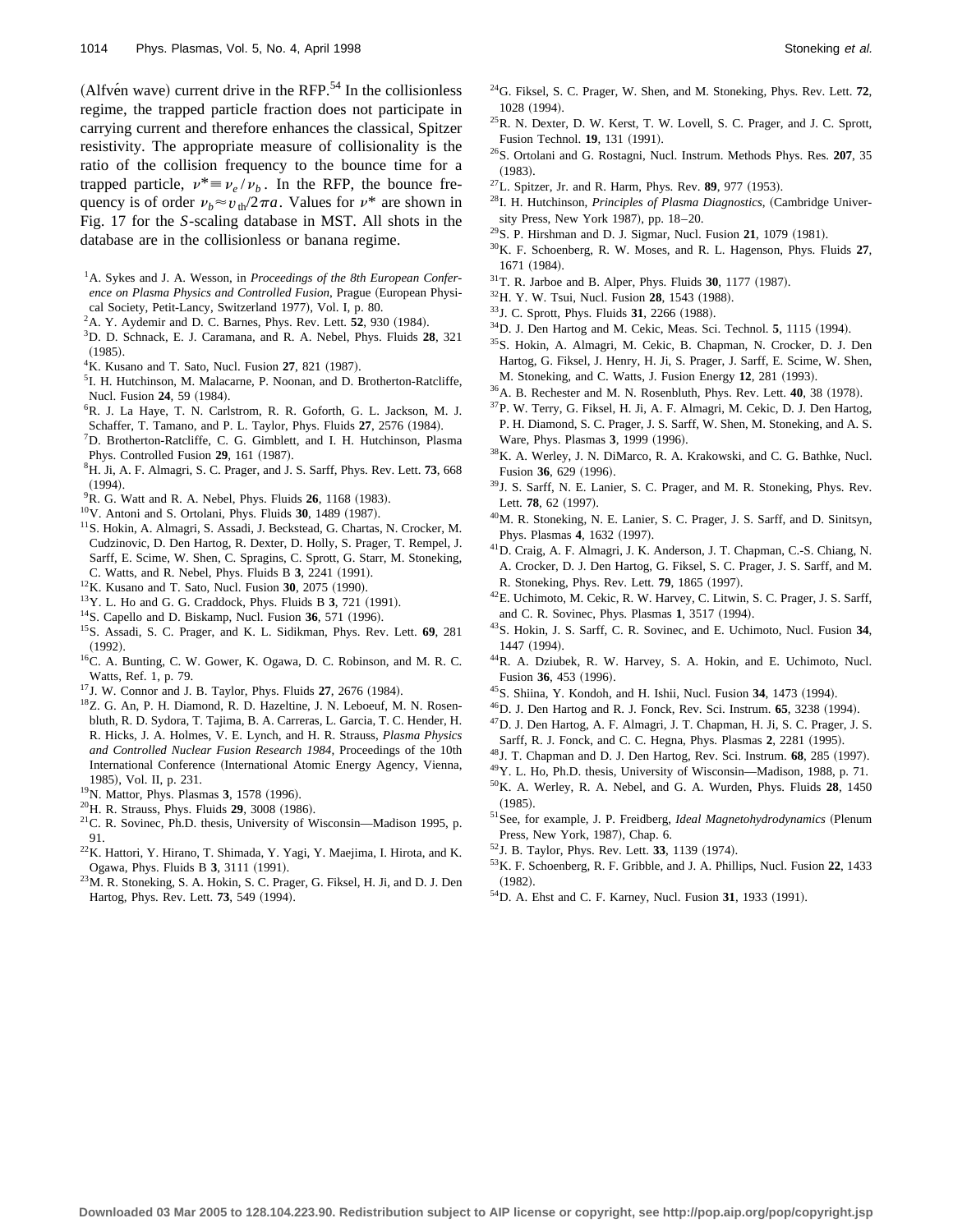(Alfvén wave) current drive in the RFP.[54] In the collisionless regime, the trapped particle fraction does not participate in carrying current and therefore enhances the classical, Spitzer resistivity. The appropriate measure of collisionality is the ratio of the collision frequency to the bounce time for a trapped particle, $\nu^* \equiv \nu_e/\nu_b$. In the RFP, the bounce frequency is of order $\nu_b \approx v_{\text{th}}/2\pi a$. Values for $\nu^*$ are shown in Fig. 17 for the *S*-scaling database in MST. All shots in the database are in the collisionless or banana regime.

[1] A. Sykes and J. A. Wesson, in *Proceedings of the 8th European Conference on Plasma Physics and Controlled Fusion*, Prague (European Physical Society, Petit-Lancy, Switzerland 1977), Vol. I, p. 80.
[2] A. Y. Aydemir and D. C. Barnes, Phys. Rev. Lett. **52**, 930 (1984).
[3] D. D. Schnack, E. J. Caramana, and R. A. Nebel, Phys. Fluids **28**, 321 (1985).
[4] K. Kusano and T. Sato, Nucl. Fusion **27**, 821 (1987).
[5] I. H. Hutchinson, M. Malacarne, P. Noonan, and D. Brotherton-Ratcliffe, Nucl. Fusion **24**, 59 (1984).
[6] R. J. La Haye, T. N. Carlstrom, R. R. Goforth, G. L. Jackson, M. J. Schaffer, T. Tamano, and P. L. Taylor, Phys. Fluids **27**, 2576 (1984).
[7] D. Brotherton-Ratcliffe, C. G. Gimblett, and I. H. Hutchinson, Plasma Phys. Controlled Fusion **29**, 161 (1987).
[8] H. Ji, A. F. Almagri, S. C. Prager, and J. S. Sarff, Phys. Rev. Lett. **73**, 668 (1994).
[9] R. G. Watt and R. A. Nebel, Phys. Fluids **26**, 1168 (1983).
[10] V. Antoni and S. Ortolani, Phys. Fluids **30**, 1489 (1987).
[11] S. Hokin, A. Almagri, S. Assadi, J. Beckstead, G. Chartas, N. Crocker, M. Cudzinovic, D. Den Hartog, R. Dexter, D. Holly, S. Prager, T. Rempel, J. Sarff, E. Scime, W. Shen, C. Spragins, C. Sprott, G. Starr, M. Stoneking, C. Watts, and R. Nebel, Phys. Fluids B **3**, 2241 (1991).
[12] K. Kusano and T. Sato, Nucl. Fusion **30**, 2075 (1990).
[13] Y. L. Ho and G. G. Craddock, Phys. Fluids B **3**, 721 (1991).
[14] S. Capello and D. Biskamp, Nucl. Fusion **36**, 571 (1996).
[15] S. Assadi, S. C. Prager, and K. L. Sidikman, Phys. Rev. Lett. **69**, 281 (1992).
[16] C. A. Bunting, C. W. Gower, K. Ogawa, D. C. Robinson, and M. R. C. Watts, Ref. 1, p. 79.
[17] J. W. Connor and J. B. Taylor, Phys. Fluids **27**, 2676 (1984).
[18] Z. G. An, P. H. Diamond, R. D. Hazeltine, J. N. Leboeuf, M. N. Rosenbluth, R. D. Sydora, T. Tajima, B. A. Carreras, L. Garcia, T. C. Hender, H. R. Hicks, J. A. Holmes, V. E. Lynch, and H. R. Strauss, *Plasma Physics and Controlled Nuclear Fusion Research 1984*, Proceedings of the 10th International Conference (International Atomic Energy Agency, Vienna, 1985), Vol. II, p. 231.
[19] N. Mattor, Phys. Plasmas **3**, 1578 (1996).
[20] H. R. Strauss, Phys. Fluids **29**, 3008 (1986).
[21] C. R. Sovinec, Ph.D. thesis, University of Wisconsin—Madison 1995, p. 91.
[22] K. Hattori, Y. Hirano, T. Shimada, Y. Yagi, Y. Maejima, I. Hirota, and K. Ogawa, Phys. Fluids B **3**, 3111 (1991).
[23] M. R. Stoneking, S. A. Hokin, S. C. Prager, G. Fiksel, H. Ji, and D. J. Den Hartog, Phys. Rev. Lett. **73**, 549 (1994).
[24] G. Fiksel, S. C. Prager, W. Shen, and M. Stoneking, Phys. Rev. Lett. **72**, 1028 (1994).
[25] R. N. Dexter, D. W. Kerst, T. W. Lovell, S. C. Prager, and J. C. Sprott, Fusion Technol. **19**, 131 (1991).
[26] S. Ortolani and G. Rostagni, Nucl. Instrum. Methods Phys. Res. **207**, 35 (1983).
[27] L. Spitzer, Jr. and R. Harm, Phys. Rev. **89**, 977 (1953).
[28] I. H. Hutchinson, *Principles of Plasma Diagnostics*, (Cambridge University Press, New York 1987), pp. 18–20.
[29] S. P. Hirshman and D. J. Sigmar, Nucl. Fusion **21**, 1079 (1981).
[30] K. F. Schoenberg, R. W. Moses, and R. L. Hagenson, Phys. Fluids **27**, 1671 (1984).
[31] T. R. Jarboe and B. Alper, Phys. Fluids **30**, 1177 (1987).
[32] H. Y. W. Tsui, Nucl. Fusion **28**, 1543 (1988).
[33] J. C. Sprott, Phys. Fluids **31**, 2266 (1988).
[34] D. J. Den Hartog and M. Cekic, Meas. Sci. Technol. **5**, 1115 (1994).
[35] S. Hokin, A. Almagri, M. Cekic, B. Chapman, N. Crocker, D. J. Den Hartog, G. Fiksel, J. Henry, H. Ji, S. Prager, J. Sarff, E. Scime, W. Shen, M. Stoneking, and C. Watts, J. Fusion Energy **12**, 281 (1993).
[36] A. B. Rechester and M. N. Rosenbluth, Phys. Rev. Lett. **40**, 38 (1978).
[37] P. W. Terry, G. Fiksel, H. Ji, A. F. Almagri, M. Cekic, D. J. Den Hartog, P. H. Diamond, S. C. Prager, J. S. Sarff, W. Shen, M. Stoneking, and A. S. Ware, Phys. Plasmas **3**, 1999 (1996).
[38] K. A. Werley, J. N. DiMarco, R. A. Krakowski, and C. G. Bathke, Nucl. Fusion **36**, 629 (1996).
[39] J. S. Sarff, N. E. Lanier, S. C. Prager, and M. R. Stoneking, Phys. Rev. Lett. **78**, 62 (1997).
[40] M. R. Stoneking, N. E. Lanier, S. C. Prager, J. S. Sarff, and D. Sinitsyn, Phys. Plasmas **4**, 1632 (1997).
[41] D. Craig, A. F. Almagri, J. K. Anderson, J. T. Chapman, C.-S. Chiang, N. A. Crocker, D. J. Den Hartog, G. Fiksel, S. C. Prager, J. S. Sarff, and M. R. Stoneking, Phys. Rev. Lett. **79**, 1865 (1997).
[42] E. Uchimoto, M. Cekic, R. W. Harvey, C. Litwin, S. C. Prager, J. S. Sarff, and C. R. Sovinec, Phys. Plasmas **1**, 3517 (1994).
[43] S. Hokin, J. S. Sarff, C. R. Sovinec, and E. Uchimoto, Nucl. Fusion **34**, 1447 (1994).
[44] R. A. Dziubek, R. W. Harvey, S. A. Hokin, and E. Uchimoto, Nucl. Fusion **36**, 453 (1996).
[45] S. Shiina, Y. Kondoh, and H. Ishii, Nucl. Fusion **34**, 1473 (1994).
[46] D. J. Den Hartog and R. J. Fonck, Rev. Sci. Instrum. **65**, 3238 (1994).
[47] D. J. Den Hartog, A. F. Almagri, J. T. Chapman, H. Ji, S. C. Prager, J. S. Sarff, R. J. Fonck, and C. C. Hegna, Phys. Plasmas **2**, 2281 (1995).
[48] J. T. Chapman and D. J. Den Hartog, Rev. Sci. Instrum. **68**, 285 (1997).
[49] Y. L. Ho, Ph.D. thesis, University of Wisconsin—Madison, 1988, p. 71.
[50] K. A. Werley, R. A. Nebel, and G. A. Wurden, Phys. Fluids **28**, 1450 (1985).
[51] See, for example, J. P. Freidberg, *Ideal Magnetohydrodynamics* (Plenum Press, New York, 1987), Chap. 6.
[52] J. B. Taylor, Phys. Rev. Lett. **33**, 1139 (1974).
[53] K. F. Schoenberg, R. F. Gribble, and J. A. Phillips, Nucl. Fusion **22**, 1433 (1982).
[54] D. A. Ehst and C. F. Karney, Nucl. Fusion **31**, 1933 (1991).